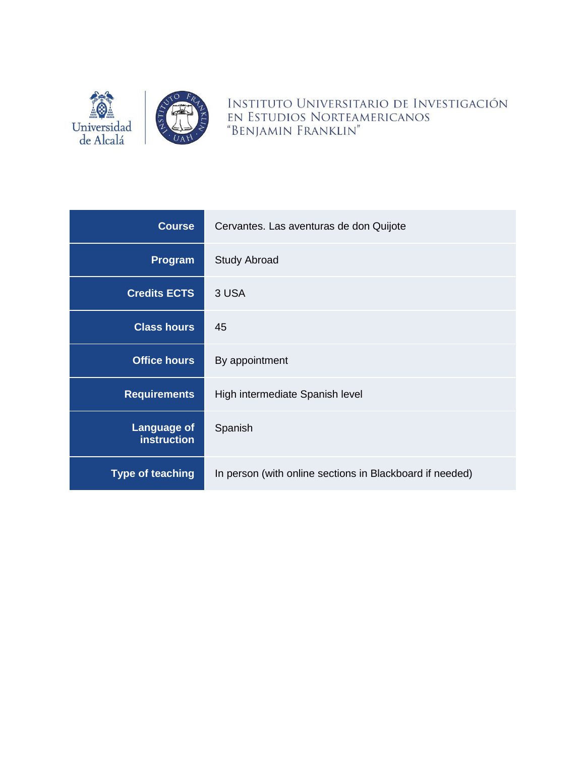INSTITUTO UNIVERSITARIO DE INVESTIGACIÓN EN ESTUDIOS NORTEAMERICANOS "BENJAMIN FRANKLIN"

| **Course** | Cervantes. Las aventuras de don Quijote |
| --- | --- |
| **Program** | Study Abroad |
| **Credits ECTS** | 3 USA |
| **Class hours** | 45 |
| **Office hours** | By appointment |
| **Requirements** | High intermediate Spanish level |
| **Language of instruction** | Spanish |
| **Type of teaching** | In person (with online sections in Blackboard if needed) |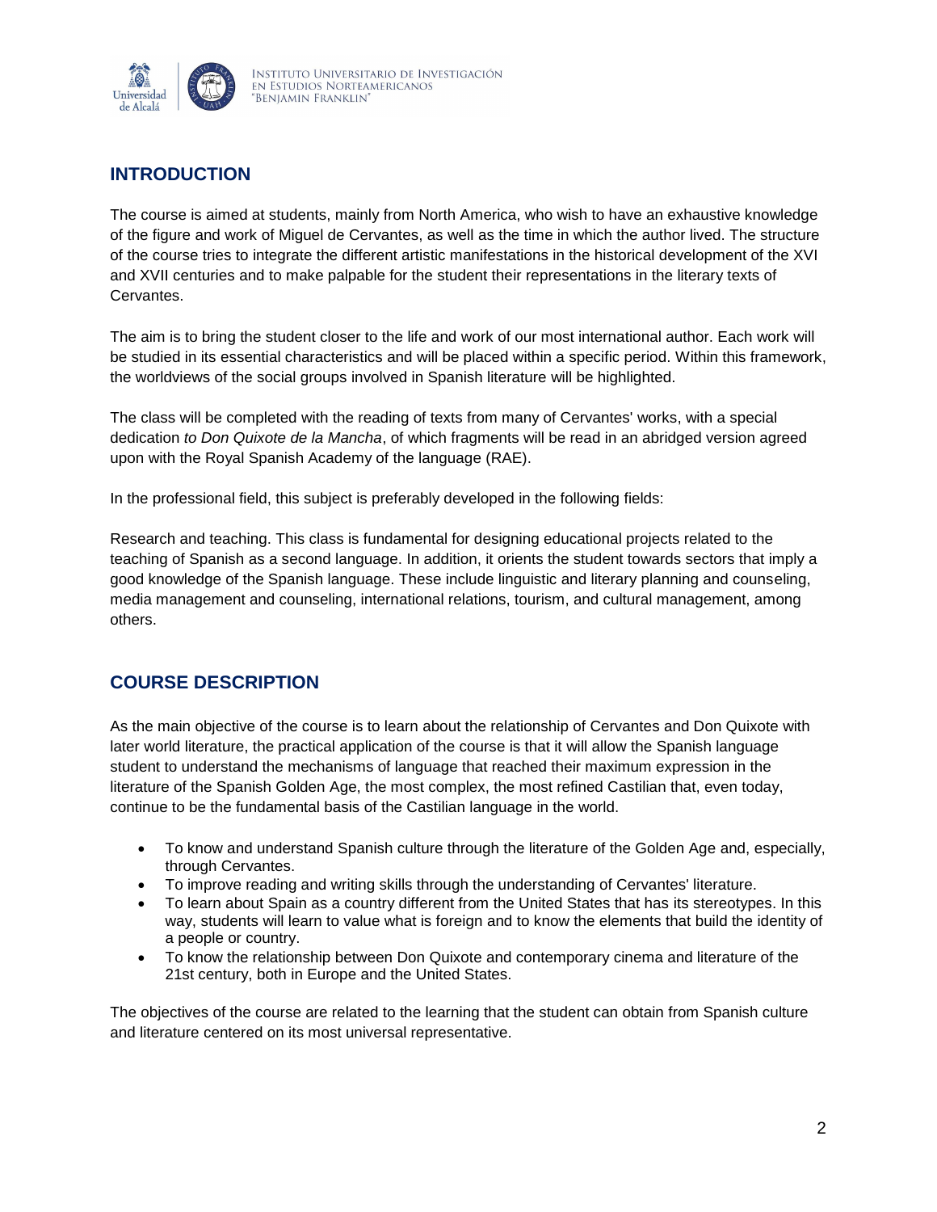## INTRODUCTION

The course is aimed at students, mainly from North America, who wish to have an exhaustive knowledge of the figure and work of Miguel de Cervantes, as well as the time in which the author lived. The structure of the course tries to integrate the different artistic manifestations in the historical development of the XVI and XVII centuries and to make palpable for the student their representations in the literary texts of Cervantes.

The aim is to bring the student closer to the life and work of our most international author. Each work will be studied in its essential characteristics and will be placed within a specific period. Within this framework, the worldviews of the social groups involved in Spanish literature will be highlighted.

The class will be completed with the reading of texts from many of Cervantes' works, with a special dedication *to Don Quixote de la Mancha*, of which fragments will be read in an abridged version agreed upon with the Royal Spanish Academy of the language (RAE).

In the professional field, this subject is preferably developed in the following fields:

Research and teaching. This class is fundamental for designing educational projects related to the teaching of Spanish as a second language. In addition, it orients the student towards sectors that imply a good knowledge of the Spanish language. These include linguistic and literary planning and counseling, media management and counseling, international relations, tourism, and cultural management, among others.

## COURSE DESCRIPTION

As the main objective of the course is to learn about the relationship of Cervantes and Don Quixote with later world literature, the practical application of the course is that it will allow the Spanish language student to understand the mechanisms of language that reached their maximum expression in the literature of the Spanish Golden Age, the most complex, the most refined Castilian that, even today, continue to be the fundamental basis of the Castilian language in the world.

- To know and understand Spanish culture through the literature of the Golden Age and, especially, through Cervantes.
- To improve reading and writing skills through the understanding of Cervantes' literature.
- To learn about Spain as a country different from the United States that has its stereotypes. In this way, students will learn to value what is foreign and to know the elements that build the identity of a people or country.
- To know the relationship between Don Quixote and contemporary cinema and literature of the 21st century, both in Europe and the United States.

The objectives of the course are related to the learning that the student can obtain from Spanish culture and literature centered on its most universal representative.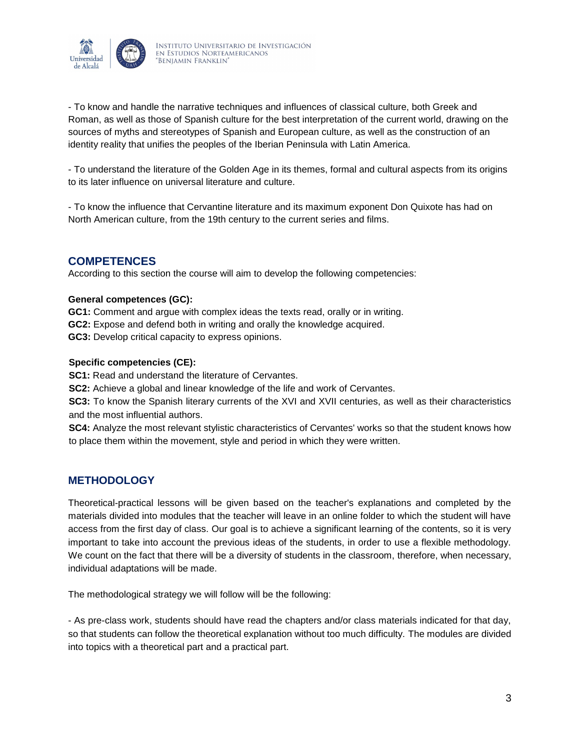- To know and handle the narrative techniques and influences of classical culture, both Greek and Roman, as well as those of Spanish culture for the best interpretation of the current world, drawing on the sources of myths and stereotypes of Spanish and European culture, as well as the construction of an identity reality that unifies the peoples of the Iberian Peninsula with Latin America.

- To understand the literature of the Golden Age in its themes, formal and cultural aspects from its origins to its later influence on universal literature and culture.

- To know the influence that Cervantine literature and its maximum exponent Don Quixote has had on North American culture, from the 19th century to the current series and films.

## COMPETENCES

According to this section the course will aim to develop the following competencies:

**General competences (GC):**

**GC1:** Comment and argue with complex ideas the texts read, orally or in writing.
**GC2:** Expose and defend both in writing and orally the knowledge acquired.
**GC3:** Develop critical capacity to express opinions.

**Specific competencies (CE):**

**SC1:** Read and understand the literature of Cervantes.
**SC2:** Achieve a global and linear knowledge of the life and work of Cervantes.
**SC3:** To know the Spanish literary currents of the XVI and XVII centuries, as well as their characteristics and the most influential authors.
**SC4:** Analyze the most relevant stylistic characteristics of Cervantes' works so that the student knows how to place them within the movement, style and period in which they were written.

## METHODOLOGY

Theoretical-practical lessons will be given based on the teacher's explanations and completed by the materials divided into modules that the teacher will leave in an online folder to which the student will have access from the first day of class. Our goal is to achieve a significant learning of the contents, so it is very important to take into account the previous ideas of the students, in order to use a flexible methodology. We count on the fact that there will be a diversity of students in the classroom, therefore, when necessary, individual adaptations will be made.

The methodological strategy we will follow will be the following:

- As pre-class work, students should have read the chapters and/or class materials indicated for that day, so that students can follow the theoretical explanation without too much difficulty. The modules are divided into topics with a theoretical part and a practical part.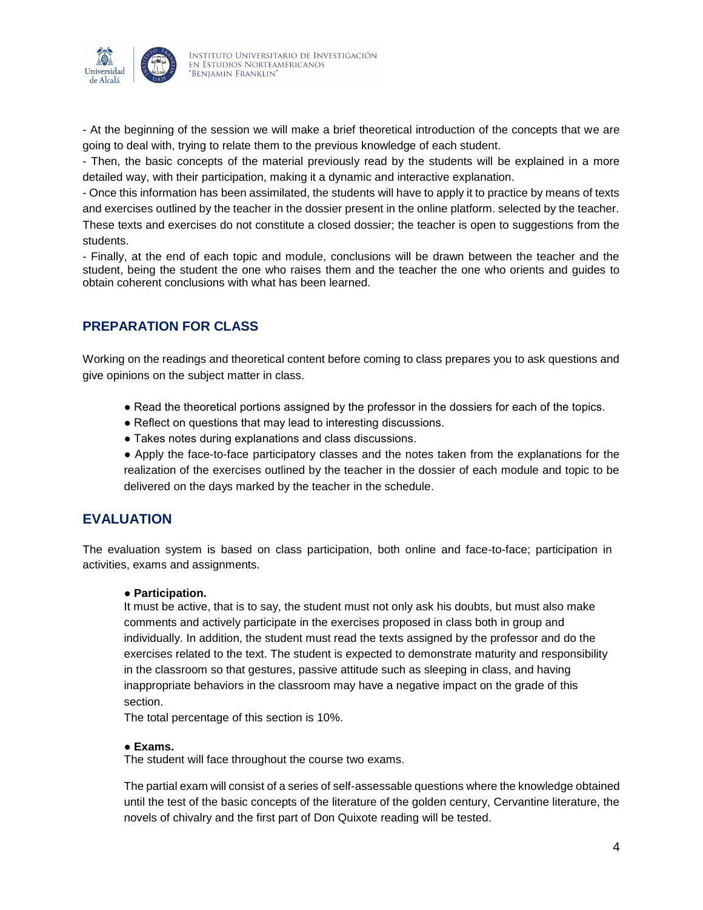- At the beginning of the session we will make a brief theoretical introduction of the concepts that we are going to deal with, trying to relate them to the previous knowledge of each student.

- Then, the basic concepts of the material previously read by the students will be explained in a more detailed way, with their participation, making it a dynamic and interactive explanation.

- Once this information has been assimilated, the students will have to apply it to practice by means of texts and exercises outlined by the teacher in the dossier present in the online platform. selected by the teacher. These texts and exercises do not constitute a closed dossier; the teacher is open to suggestions from the students.

- Finally, at the end of each topic and module, conclusions will be drawn between the teacher and the student, being the student the one who raises them and the teacher the one who orients and guides to obtain coherent conclusions with what has been learned.

## PREPARATION FOR CLASS

Working on the readings and theoretical content before coming to class prepares you to ask questions and give opinions on the subject matter in class.

- Read the theoretical portions assigned by the professor in the dossiers for each of the topics.
- Reflect on questions that may lead to interesting discussions.
- Takes notes during explanations and class discussions.
- Apply the face-to-face participatory classes and the notes taken from the explanations for the realization of the exercises outlined by the teacher in the dossier of each module and topic to be delivered on the days marked by the teacher in the schedule.

## EVALUATION

The evaluation system is based on class participation, both online and face-to-face; participation in activities, exams and assignments.

- **Participation.**
  It must be active, that is to say, the student must not only ask his doubts, but must also make comments and actively participate in the exercises proposed in class both in group and individually. In addition, the student must read the texts assigned by the professor and do the exercises related to the text. The student is expected to demonstrate maturity and responsibility in the classroom so that gestures, passive attitude such as sleeping in class, and having inappropriate behaviors in the classroom may have a negative impact on the grade of this section.
  The total percentage of this section is 10%.

- **Exams.**
  The student will face throughout the course two exams.

  The partial exam will consist of a series of self-assessable questions where the knowledge obtained until the test of the basic concepts of the literature of the golden century, Cervantine literature, the novels of chivalry and the first part of Don Quixote reading will be tested.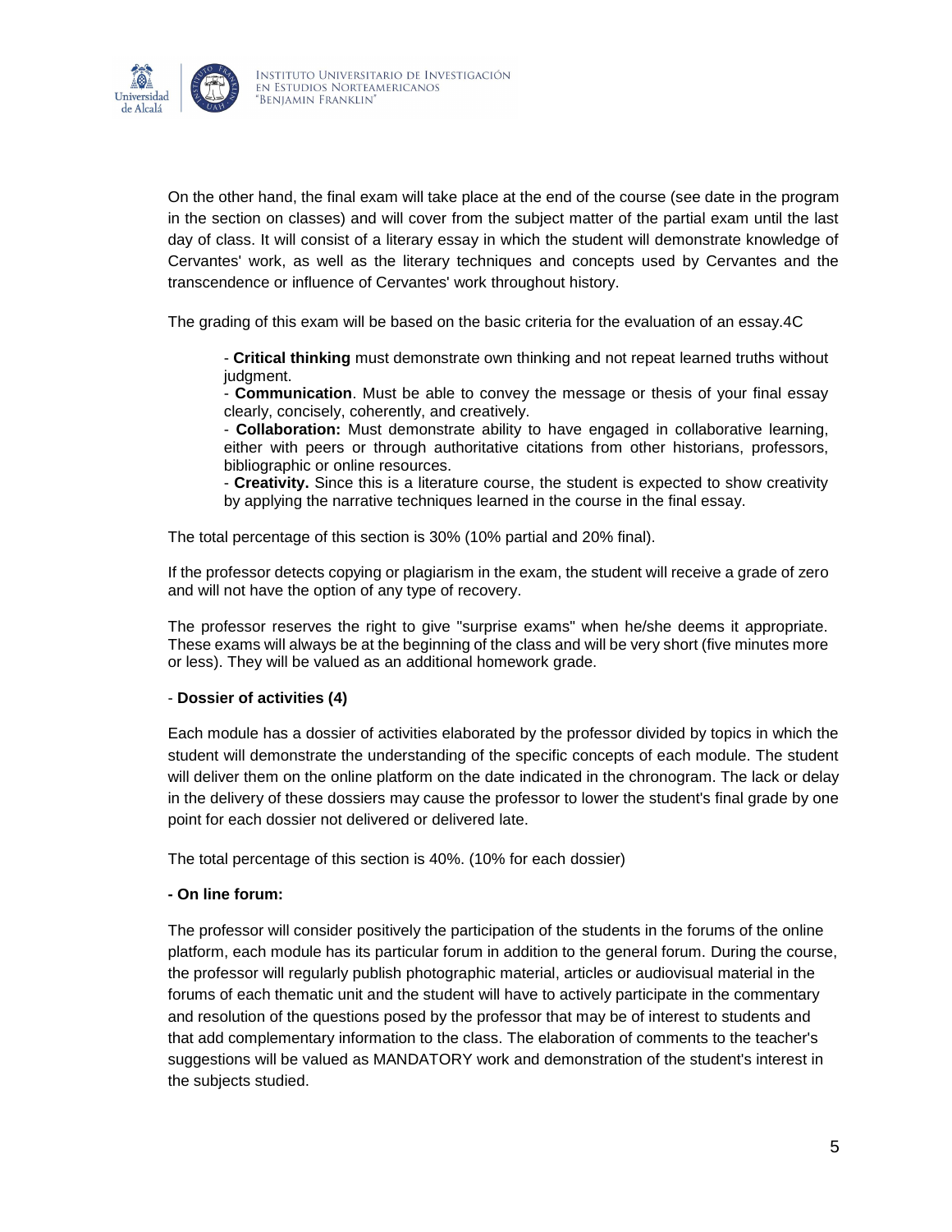On the other hand, the final exam will take place at the end of the course (see date in the program in the section on classes) and will cover from the subject matter of the partial exam until the last day of class. It will consist of a literary essay in which the student will demonstrate knowledge of Cervantes' work, as well as the literary techniques and concepts used by Cervantes and the transcendence or influence of Cervantes' work throughout history.

The grading of this exam will be based on the basic criteria for the evaluation of an essay.4C

> - **Critical thinking** must demonstrate own thinking and not repeat learned truths without judgment.
> - **Communication**. Must be able to convey the message or thesis of your final essay clearly, concisely, coherently, and creatively.
> - **Collaboration:** Must demonstrate ability to have engaged in collaborative learning, either with peers or through authoritative citations from other historians, professors, bibliographic or online resources.
> - **Creativity.** Since this is a literature course, the student is expected to show creativity by applying the narrative techniques learned in the course in the final essay.

The total percentage of this section is 30% (10% partial and 20% final).

If the professor detects copying or plagiarism in the exam, the student will receive a grade of zero and will not have the option of any type of recovery.

The professor reserves the right to give "surprise exams" when he/she deems it appropriate. These exams will always be at the beginning of the class and will be very short (five minutes more or less). They will be valued as an additional homework grade.

- **Dossier of activities (4)**

Each module has a dossier of activities elaborated by the professor divided by topics in which the student will demonstrate the understanding of the specific concepts of each module. The student will deliver them on the online platform on the date indicated in the chronogram. The lack or delay in the delivery of these dossiers may cause the professor to lower the student's final grade by one point for each dossier not delivered or delivered late.

The total percentage of this section is 40%. (10% for each dossier)

**- On line forum:**

The professor will consider positively the participation of the students in the forums of the online platform, each module has its particular forum in addition to the general forum. During the course, the professor will regularly publish photographic material, articles or audiovisual material in the forums of each thematic unit and the student will have to actively participate in the commentary and resolution of the questions posed by the professor that may be of interest to students and that add complementary information to the class. The elaboration of comments to the teacher's suggestions will be valued as MANDATORY work and demonstration of the student's interest in the subjects studied.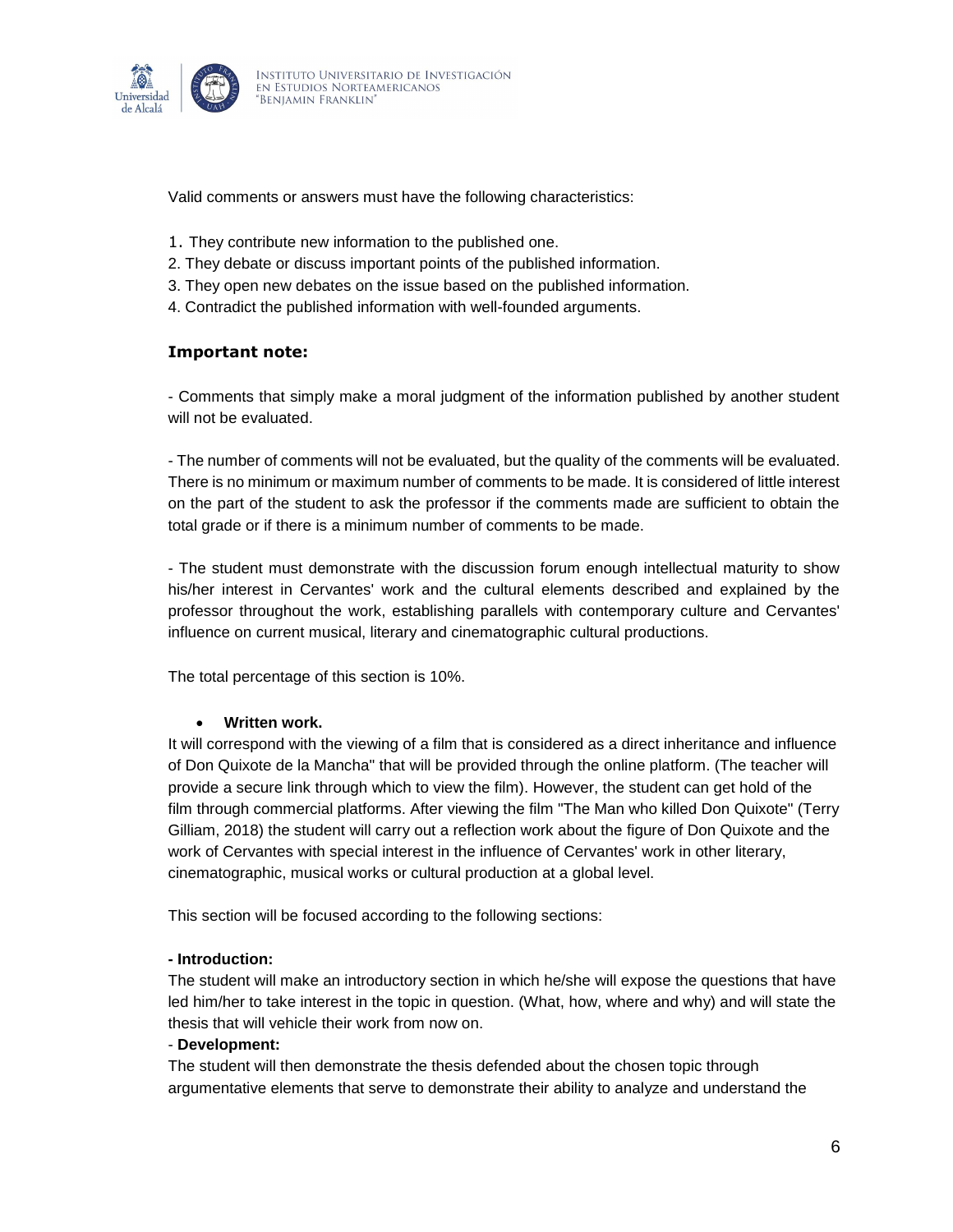Valid comments or answers must have the following characteristics:

1. They contribute new information to the published one.
2. They debate or discuss important points of the published information.
3. They open new debates on the issue based on the published information.
4. Contradict the published information with well-founded arguments.

### Important note:

- Comments that simply make a moral judgment of the information published by another student will not be evaluated.

- The number of comments will not be evaluated, but the quality of the comments will be evaluated. There is no minimum or maximum number of comments to be made. It is considered of little interest on the part of the student to ask the professor if the comments made are sufficient to obtain the total grade or if there is a minimum number of comments to be made.

- The student must demonstrate with the discussion forum enough intellectual maturity to show his/her interest in Cervantes' work and the cultural elements described and explained by the professor throughout the work, establishing parallels with contemporary culture and Cervantes' influence on current musical, literary and cinematographic cultural productions.

The total percentage of this section is 10%.

- **Written work.**

It will correspond with the viewing of a film that is considered as a direct inheritance and influence of Don Quixote de la Mancha" that will be provided through the online platform. (The teacher will provide a secure link through which to view the film). However, the student can get hold of the film through commercial platforms. After viewing the film "The Man who killed Don Quixote" (Terry Gilliam, 2018) the student will carry out a reflection work about the figure of Don Quixote and the work of Cervantes with special interest in the influence of Cervantes' work in other literary, cinematographic, musical works or cultural production at a global level.

This section will be focused according to the following sections:

**- Introduction:**

The student will make an introductory section in which he/she will expose the questions that have led him/her to take interest in the topic in question. (What, how, where and why) and will state the thesis that will vehicle their work from now on.

- **Development:**

The student will then demonstrate the thesis defended about the chosen topic through argumentative elements that serve to demonstrate their ability to analyze and understand the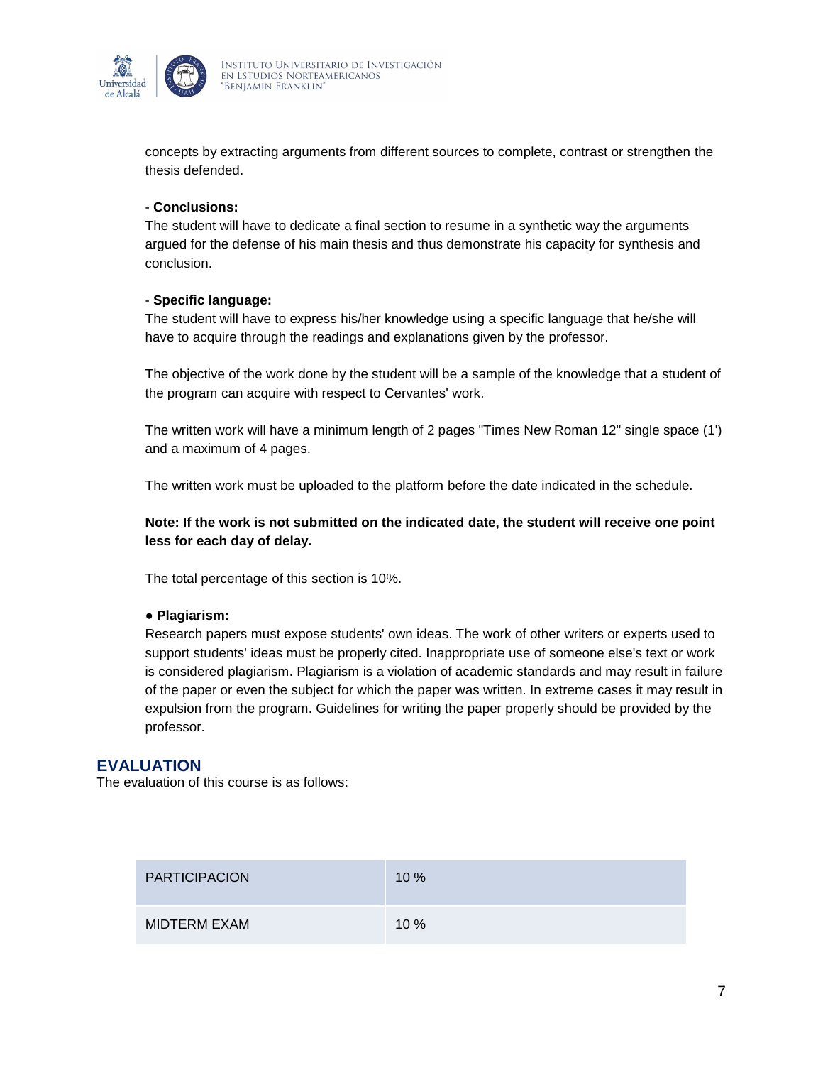concepts by extracting arguments from different sources to complete, contrast or strengthen the thesis defended.

- **Conclusions:**
The student will have to dedicate a final section to resume in a synthetic way the arguments argued for the defense of his main thesis and thus demonstrate his capacity for synthesis and conclusion.

- **Specific language:**
The student will have to express his/her knowledge using a specific language that he/she will have to acquire through the readings and explanations given by the professor.

The objective of the work done by the student will be a sample of the knowledge that a student of the program can acquire with respect to Cervantes' work.

The written work will have a minimum length of 2 pages "Times New Roman 12" single space (1') and a maximum of 4 pages.

The written work must be uploaded to the platform before the date indicated in the schedule.

**Note: If the work is not submitted on the indicated date, the student will receive one point less for each day of delay.**

The total percentage of this section is 10%.

● **Plagiarism:**
Research papers must expose students' own ideas. The work of other writers or experts used to support students' ideas must be properly cited. Inappropriate use of someone else's text or work is considered plagiarism. Plagiarism is a violation of academic standards and may result in failure of the paper or even the subject for which the paper was written. In extreme cases it may result in expulsion from the program. Guidelines for writing the paper properly should be provided by the professor.

## EVALUATION

The evaluation of this course is as follows:

| PARTICIPACION | 10 % |
|---|---|
| MIDTERM EXAM | 10 % |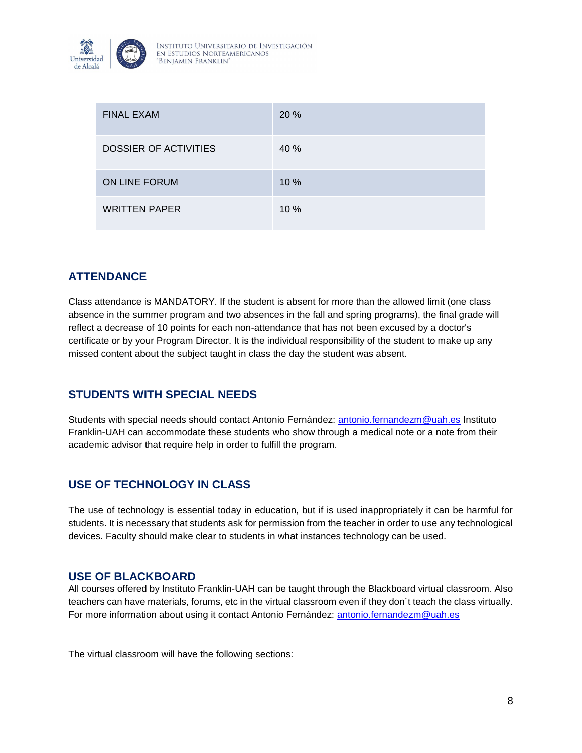| FINAL EXAM | 20 % |
| --- | --- |
| DOSSIER OF ACTIVITIES | 40 % |
| ON LINE FORUM | 10 % |
| WRITTEN PAPER | 10 % |

## ATTENDANCE

Class attendance is MANDATORY. If the student is absent for more than the allowed limit (one class absence in the summer program and two absences in the fall and spring programs), the final grade will reflect a decrease of 10 points for each non-attendance that has not been excused by a doctor's certificate or by your Program Director. It is the individual responsibility of the student to make up any missed content about the subject taught in class the day the student was absent.

## STUDENTS WITH SPECIAL NEEDS

Students with special needs should contact Antonio Fernández: antonio.fernandezm@uah.es Instituto Franklin-UAH can accommodate these students who show through a medical note or a note from their academic advisor that require help in order to fulfill the program.

## USE OF TECHNOLOGY IN CLASS

The use of technology is essential today in education, but if is used inappropriately it can be harmful for students. It is necessary that students ask for permission from the teacher in order to use any technological devices. Faculty should make clear to students in what instances technology can be used.

## USE OF BLACKBOARD

All courses offered by Instituto Franklin-UAH can be taught through the Blackboard virtual classroom. Also teachers can have materials, forums, etc in the virtual classroom even if they don´t teach the class virtually. For more information about using it contact Antonio Fernández: antonio.fernandezm@uah.es

The virtual classroom will have the following sections: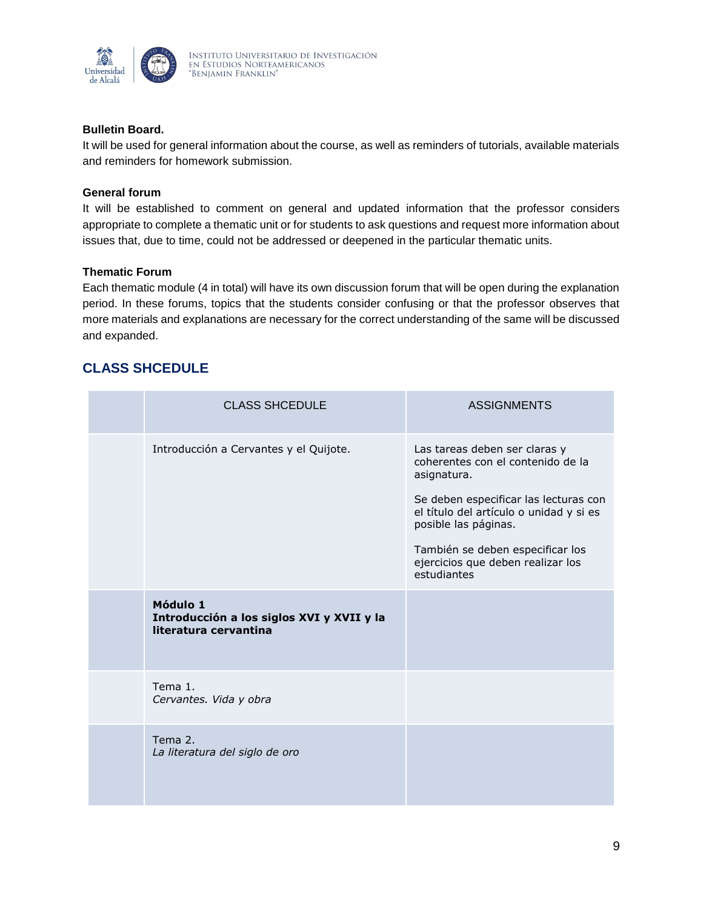**Bulletin Board.**

It will be used for general information about the course, as well as reminders of tutorials, available materials and reminders for homework submission.

**General forum**

It will be established to comment on general and updated information that the professor considers appropriate to complete a thematic unit or for students to ask questions and request more information about issues that, due to time, could not be addressed or deepened in the particular thematic units.

**Thematic Forum**

Each thematic module (4 in total) will have its own discussion forum that will be open during the explanation period. In these forums, topics that the students consider confusing or that the professor observes that more materials and explanations are necessary for the correct understanding of the same will be discussed and expanded.

## CLASS SHCEDULE

| | CLASS SHCEDULE | ASSIGNMENTS |
|---|---|---|
| | Introducción a Cervantes y el Quijote. | Las tareas deben ser claras y coherentes con el contenido de la asignatura.<br><br>Se deben especificar las lecturas con el título del artículo o unidad y si es posible las páginas.<br><br>También se deben especificar los ejercicios que deben realizar los estudiantes |
| | **Módulo 1**<br>**Introducción a los siglos XVI y XVII y la literatura cervantina** | |
| | Tema 1.<br>*Cervantes. Vida y obra* | |
| | Tema 2.<br>*La literatura del siglo de oro* | |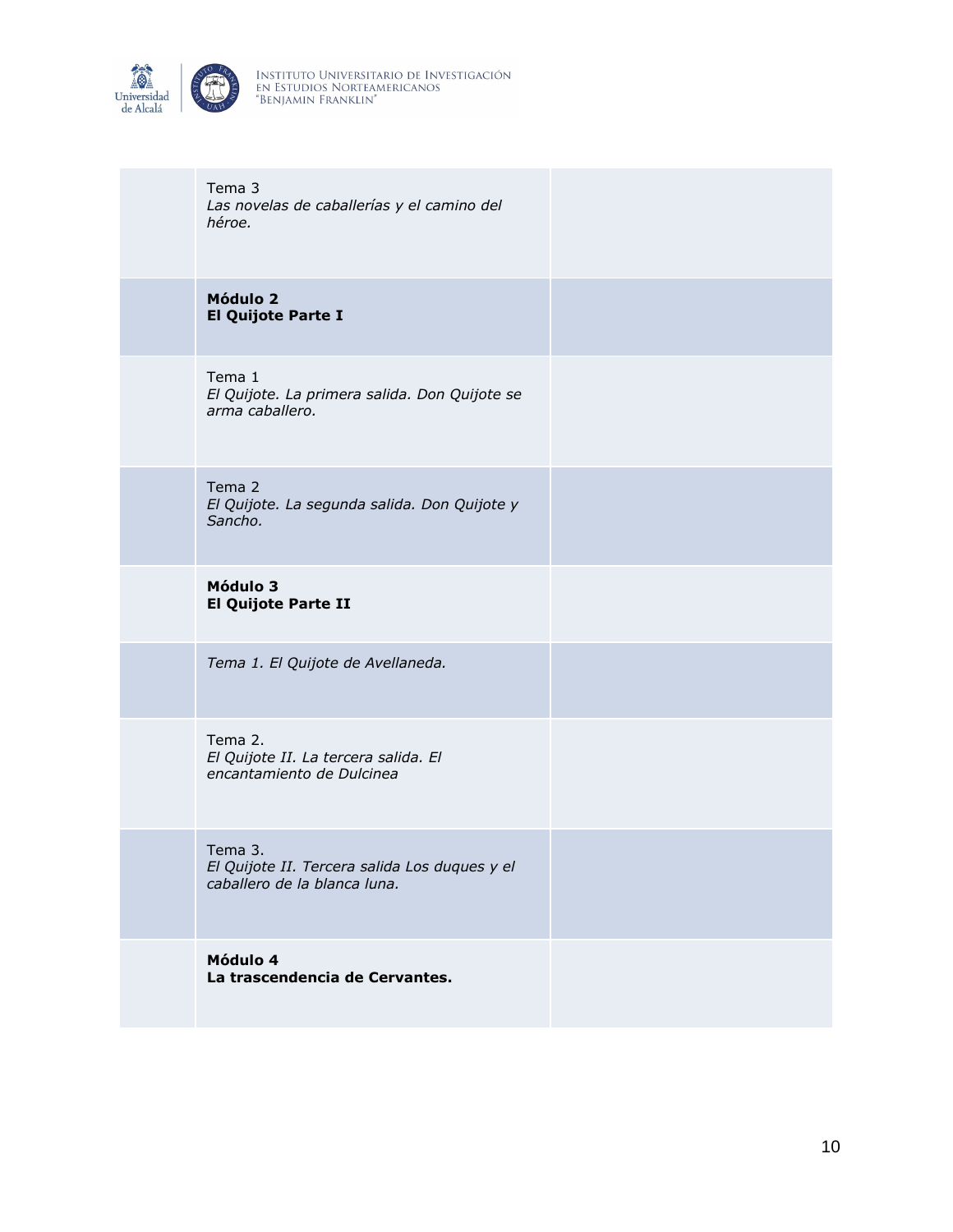|  |  |  |
| --- | --- | --- |
|  | Tema 3<br>*Las novelas de caballerías y el camino del héroe.* |  |
|  | **Módulo 2**<br>**El Quijote Parte I** |  |
|  | Tema 1<br>*El Quijote. La primera salida. Don Quijote se arma caballero.* |  |
|  | Tema 2<br>*El Quijote. La segunda salida. Don Quijote y Sancho.* |  |
|  | **Módulo 3**<br>**El Quijote Parte II** |  |
|  | *Tema 1. El Quijote de Avellaneda.* |  |
|  | Tema 2.<br>*El Quijote II. La tercera salida. El encantamiento de Dulcinea* |  |
|  | Tema 3.<br>*El Quijote II. Tercera salida Los duques y el caballero de la blanca luna.* |  |
|  | **Módulo 4**<br>**La trascendencia de Cervantes.** |  |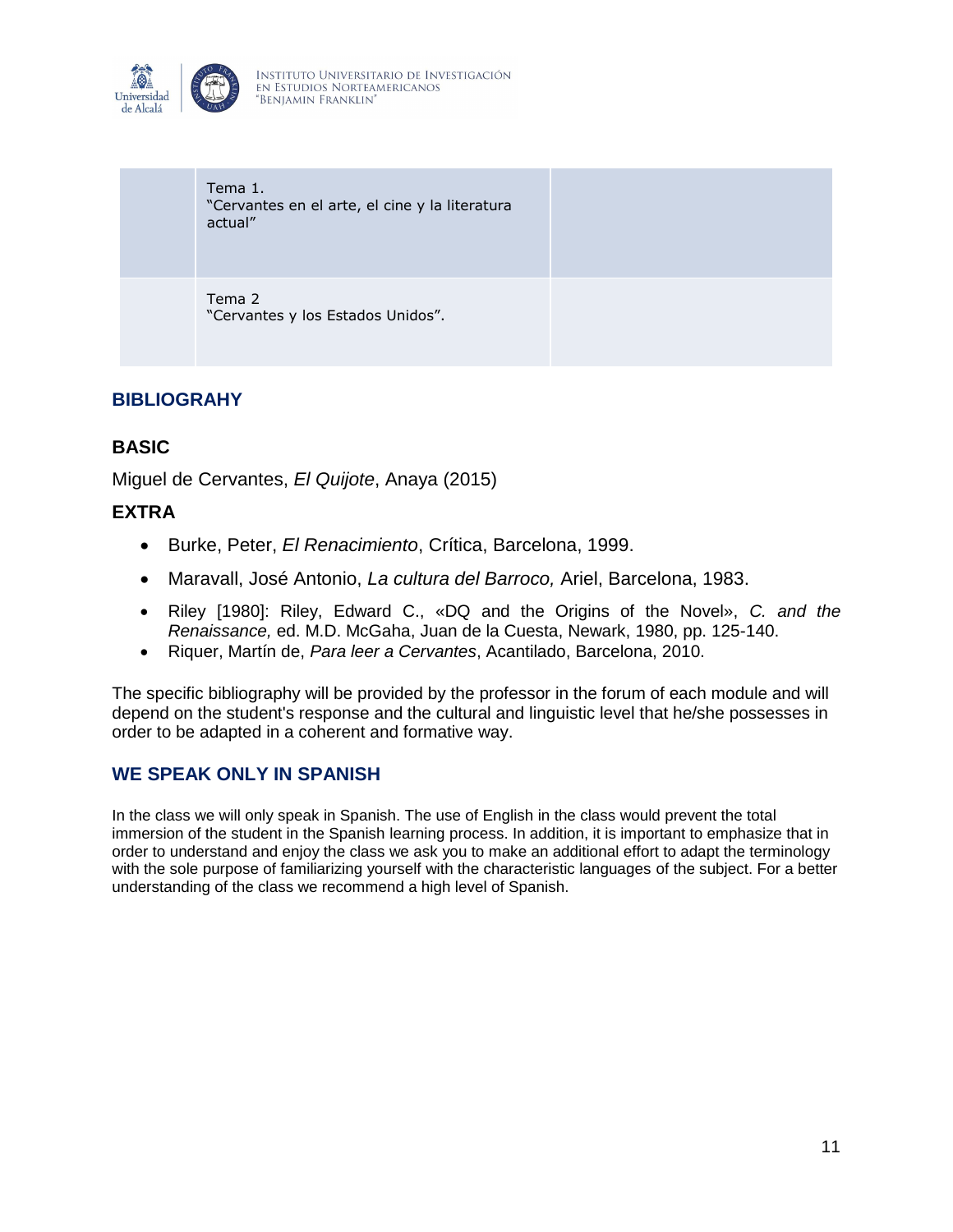| | | |
|---|---|---|
| | Tema 1. "Cervantes en el arte, el cine y la literatura actual" | |
| | Tema 2 "Cervantes y los Estados Unidos". | |

## BIBLIOGRAHY

### BASIC

Miguel de Cervantes, *El Quijote*, Anaya (2015)

### EXTRA

- Burke, Peter, *El Renacimiento*, Crítica, Barcelona, 1999.
- Maravall, José Antonio, *La cultura del Barroco,* Ariel, Barcelona, 1983.
- Riley [1980]: Riley, Edward C., «DQ and the Origins of the Novel», *C. and the Renaissance,* ed. M.D. McGaha, Juan de la Cuesta, Newark, 1980, pp. 125-140.
- Riquer, Martín de, *Para leer a Cervantes*, Acantilado, Barcelona, 2010.

The specific bibliography will be provided by the professor in the forum of each module and will depend on the student's response and the cultural and linguistic level that he/she possesses in order to be adapted in a coherent and formative way.

## WE SPEAK ONLY IN SPANISH

In the class we will only speak in Spanish. The use of English in the class would prevent the total immersion of the student in the Spanish learning process. In addition, it is important to emphasize that in order to understand and enjoy the class we ask you to make an additional effort to adapt the terminology with the sole purpose of familiarizing yourself with the characteristic languages of the subject. For a better understanding of the class we recommend a high level of Spanish.